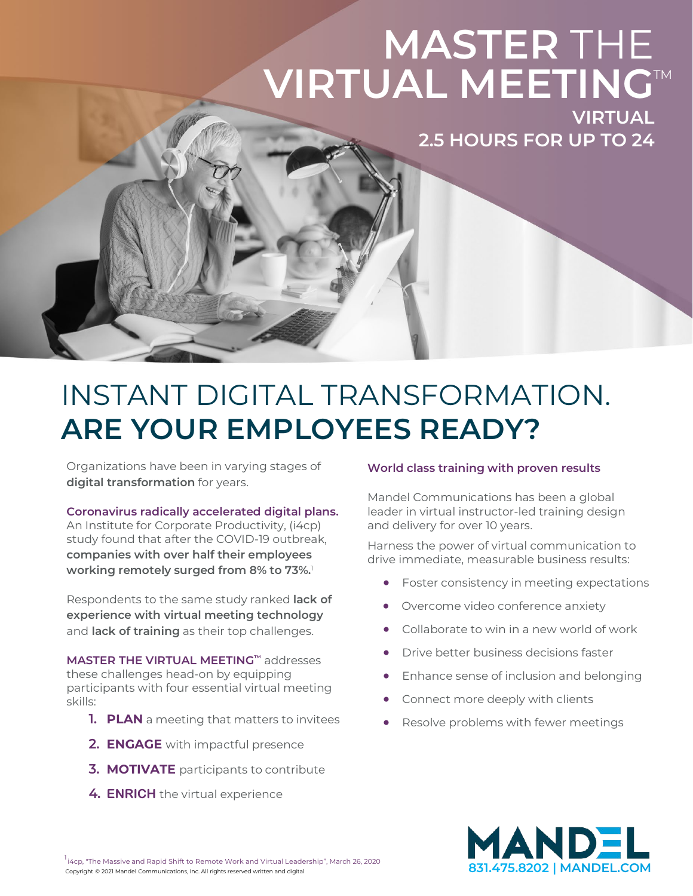# MASTER THE VIRTUAL MEETING™

**VIRTUAL**
**2.5 HOURS FOR UP TO 24**

## INSTANT DIGITAL TRANSFORMATION. ARE YOUR EMPLOYEES READY?

Organizations have been in varying stages of **digital transformation** for years.

**Coronavirus radically accelerated digital plans.** An Institute for Corporate Productivity, (i4cp) study found that after the COVID-19 outbreak, **companies with over half their employees working remotely surged from 8% to 73%.**[1]

Respondents to the same study ranked **lack of experience with virtual meeting technology** and **lack of training** as their top challenges.

**MASTER THE VIRTUAL MEETING™** addresses these challenges head-on by equipping participants with four essential virtual meeting skills:

1. **PLAN** a meeting that matters to invitees
2. **ENGAGE** with impactful presence
3. **MOTIVATE** participants to contribute
4. **ENRICH** the virtual experience

### World class training with proven results

Mandel Communications has been a global leader in virtual instructor-led training design and delivery for over 10 years.

Harness the power of virtual communication to drive immediate, measurable business results:

- Foster consistency in meeting expectations
- Overcome video conference anxiety
- Collaborate to win in a new world of work
- Drive better business decisions faster
- Enhance sense of inclusion and belonging
- Connect more deeply with clients
- Resolve problems with fewer meetings

[1] i4cp, "The Massive and Rapid Shift to Remote Work and Virtual Leadership", March 26, 2020

Copyright © 2021 Mandel Communications, Inc. All rights reserved written and digital

MANDEL
831.475.8202 | MANDEL.COM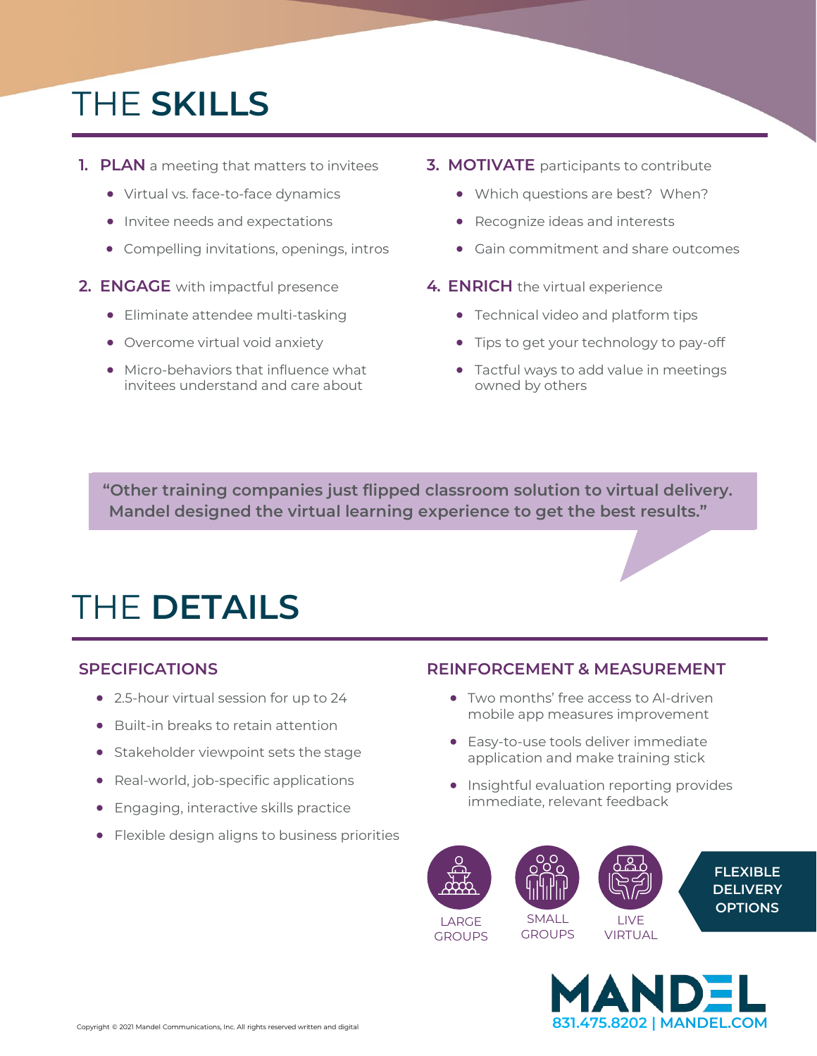# THE **SKILLS**

1. **PLAN** a meeting that matters to invitees
   - Virtual vs. face-to-face dynamics
   - Invitee needs and expectations
   - Compelling invitations, openings, intros
2. **ENGAGE** with impactful presence
   - Eliminate attendee multi-tasking
   - Overcome virtual void anxiety
   - Micro-behaviors that influence what invitees understand and care about
3. **MOTIVATE** participants to contribute
   - Which questions are best? When?
   - Recognize ideas and interests
   - Gain commitment and share outcomes
4. **ENRICH** the virtual experience
   - Technical video and platform tips
   - Tips to get your technology to pay-off
   - Tactful ways to add value in meetings owned by others

> **"Other training companies just flipped classroom solution to virtual delivery. Mandel designed the virtual learning experience to get the best results."**

# THE **DETAILS**

## SPECIFICATIONS

- 2.5-hour virtual session for up to 24
- Built-in breaks to retain attention
- Stakeholder viewpoint sets the stage
- Real-world, job-specific applications
- Engaging, interactive skills practice
- Flexible design aligns to business priorities

## REINFORCEMENT & MEASUREMENT

- Two months' free access to AI-driven mobile app measures improvement
- Easy-to-use tools deliver immediate application and make training stick
- Insightful evaluation reporting provides immediate, relevant feedback

LARGE GROUPS

SMALL GROUPS

LIVE VIRTUAL

**FLEXIBLE DELIVERY OPTIONS**

MANDEL

831.475.8202 | MANDEL.COM

Copyright © 2021 Mandel Communications, Inc. All rights reserved written and digital